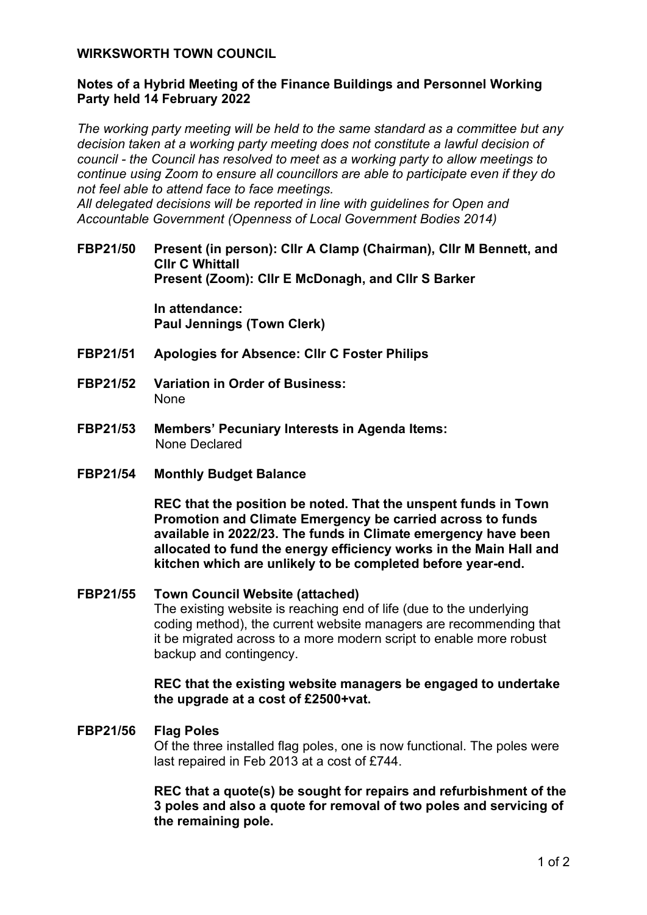# WIRKSWORTH TOWN COUNCIL

## Notes of a Hybrid Meeting of the Finance Buildings and Personnel Working Party held 14 February 2022

*The working party meeting will be held to the same standard as a committee but any decision taken at a working party meeting does not constitute a lawful decision of council - the Council has resolved to meet as a working party to allow meetings to continue using Zoom to ensure all councillors are able to participate even if they do not feel able to attend face to face meetings.*
*All delegated decisions will be reported in line with guidelines for Open and Accountable Government (Openness of Local Government Bodies 2014)*

**FBP21/50 Present (in person): Cllr A Clamp (Chairman), Cllr M Bennett, and Cllr C Whittall**
**Present (Zoom): Cllr E McDonagh, and Cllr S Barker**

**In attendance:**
**Paul Jennings (Town Clerk)**

**FBP21/51 Apologies for Absence: Cllr C Foster Philips**

**FBP21/52 Variation in Order of Business:**
None

**FBP21/53 Members' Pecuniary Interests in Agenda Items:**
None Declared

**FBP21/54 Monthly Budget Balance**

**REC that the position be noted. That the unspent funds in Town Promotion and Climate Emergency be carried across to funds available in 2022/23. The funds in Climate emergency have been allocated to fund the energy efficiency works in the Main Hall and kitchen which are unlikely to be completed before year-end.**

**FBP21/55 Town Council Website (attached)**
The existing website is reaching end of life (due to the underlying coding method), the current website managers are recommending that it be migrated across to a more modern script to enable more robust backup and contingency.

**REC that the existing website managers be engaged to undertake the upgrade at a cost of £2500+vat.**

**FBP21/56 Flag Poles**
Of the three installed flag poles, one is now functional. The poles were last repaired in Feb 2013 at a cost of £744.

**REC that a quote(s) be sought for repairs and refurbishment of the 3 poles and also a quote for removal of two poles and servicing of the remaining pole.**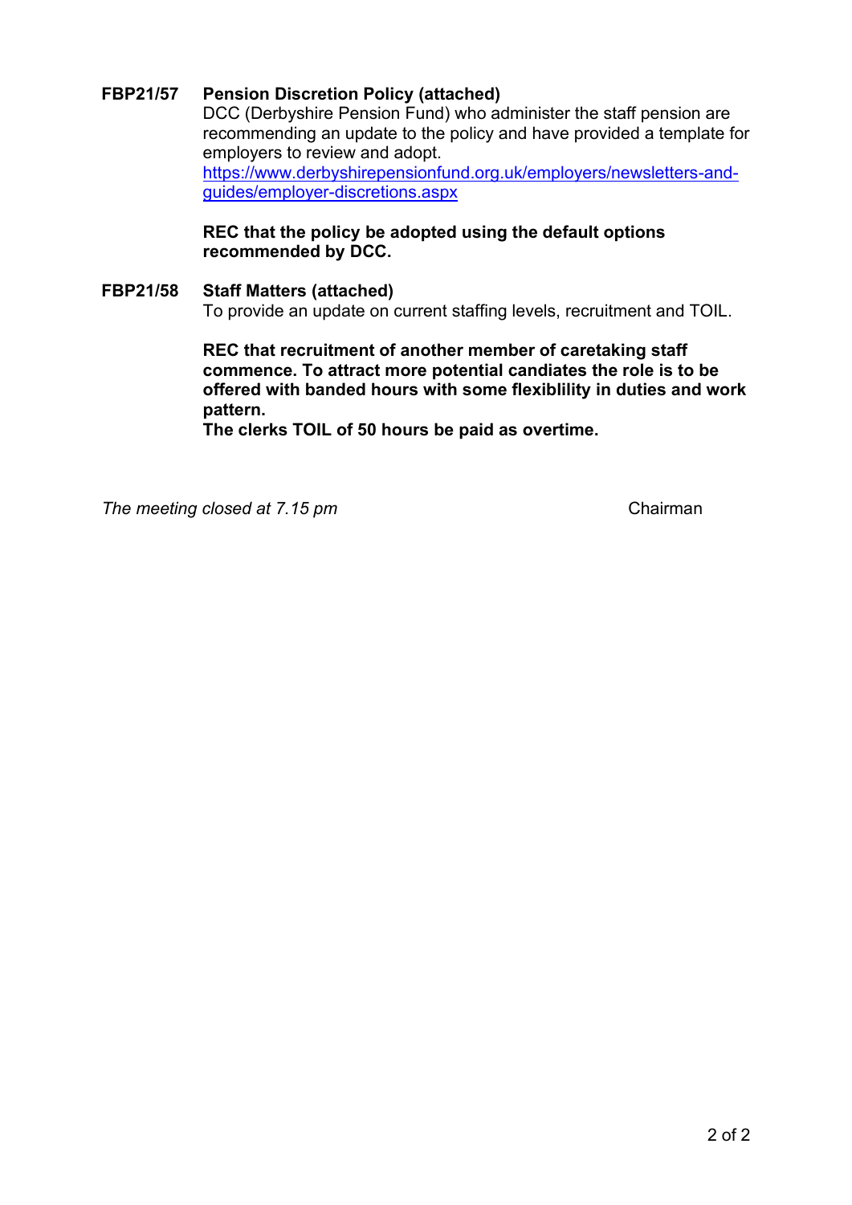**FBP21/57 Pension Discretion Policy (attached)**

DCC (Derbyshire Pension Fund) who administer the staff pension are recommending an update to the policy and have provided a template for employers to review and adopt.
https://www.derbyshirepensionfund.org.uk/employers/newsletters-and-guides/employer-discretions.aspx

**REC that the policy be adopted using the default options recommended by DCC.**

**FBP21/58 Staff Matters (attached)**

To provide an update on current staffing levels, recruitment and TOIL.

**REC that recruitment of another member of caretaking staff commence. To attract more potential candiates the role is to be offered with banded hours with some flexiblility in duties and work pattern.**
**The clerks TOIL of 50 hours be paid as overtime.**

*The meeting closed at 7.15 pm*

Chairman